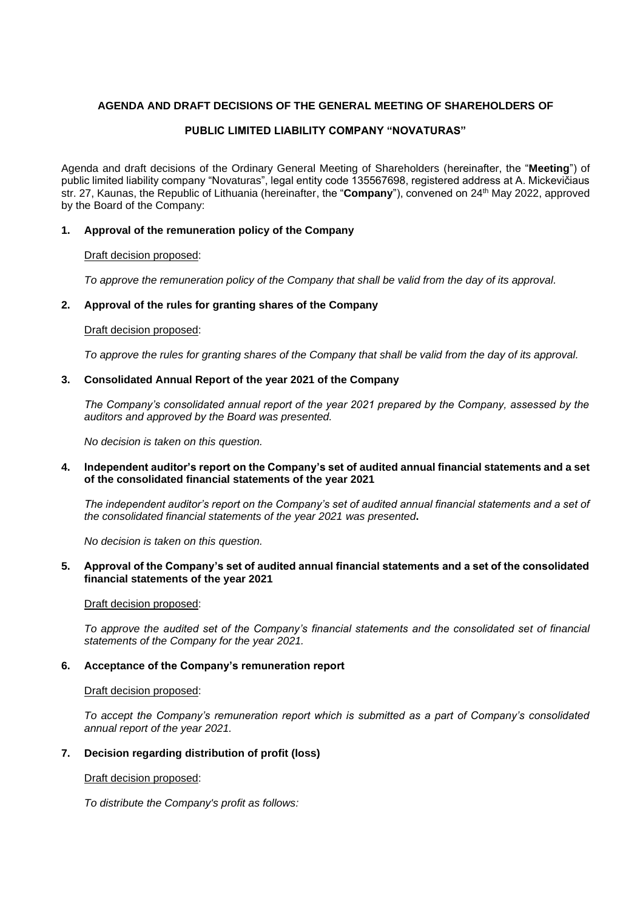**AGENDA AND DRAFT DECISIONS OF THE GENERAL MEETING OF SHAREHOLDERS OF**

**PUBLIC LIMITED LIABILITY COMPANY "NOVATURAS"**

Agenda and draft decisions of the Ordinary General Meeting of Shareholders (hereinafter, the "**Meeting**") of public limited liability company "Novaturas", legal entity code 135567698, registered address at A. Mickevičiaus str. 27, Kaunas, the Republic of Lithuania (hereinafter, the "**Company**"), convened on 24th May 2022, approved by the Board of the Company:

**1. Approval of the remuneration policy of the Company**

Draft decision proposed:

*To approve the remuneration policy of the Company that shall be valid from the day of its approval.*

**2. Approval of the rules for granting shares of the Company**

Draft decision proposed:

*To approve the rules for granting shares of the Company that shall be valid from the day of its approval.*

**3. Consolidated Annual Report of the year 2021 of the Company**

*The Company's consolidated annual report of the year 2021 prepared by the Company, assessed by the auditors and approved by the Board was presented.*

*No decision is taken on this question.*

**4. Independent auditor's report on the Company's set of audited annual financial statements and a set of the consolidated financial statements of the year 2021**

*The independent auditor's report on the Company's set of audited annual financial statements and a set of the consolidated financial statements of the year 2021 was presented***.**

*No decision is taken on this question.*

**5. Approval of the Company's set of audited annual financial statements and a set of the consolidated financial statements of the year 2021**

Draft decision proposed:

*To approve the audited set of the Company's financial statements and the consolidated set of financial statements of the Company for the year 2021.*

**6. Acceptance of the Company's remuneration report**

Draft decision proposed:

*To accept the Company's remuneration report which is submitted as a part of Company's consolidated annual report of the year 2021.*

**7. Decision regarding distribution of profit (loss)**

Draft decision proposed:

*To distribute the Company's profit as follows:*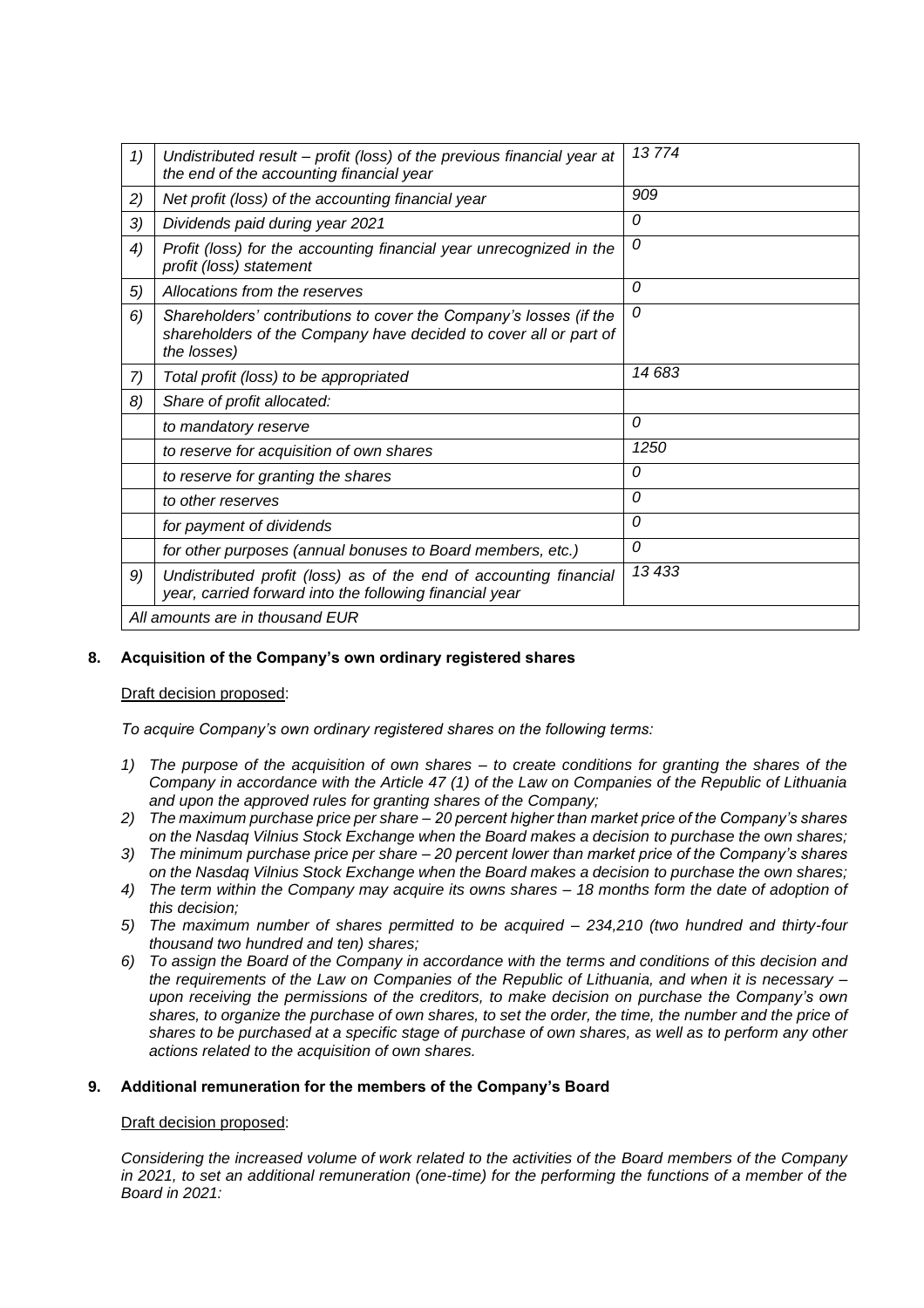| | | |
|---|---|---|
| *1)* | *Undistributed result – profit (loss) of the previous financial year at the end of the accounting financial year* | *13 774* |
| *2)* | *Net profit (loss) of the accounting financial year* | *909* |
| *3)* | *Dividends paid during year 2021* | *0* |
| *4)* | *Profit (loss) for the accounting financial year unrecognized in the profit (loss) statement* | *0* |
| *5)* | *Allocations from the reserves* | *0* |
| *6)* | *Shareholders' contributions to cover the Company's losses (if the shareholders of the Company have decided to cover all or part of the losses)* | *0* |
| *7)* | *Total profit (loss) to be appropriated* | *14 683* |
| *8)* | *Share of profit allocated:* | |
| | *to mandatory reserve* | *0* |
| | *to reserve for acquisition of own shares* | *1250* |
| | *to reserve for granting the shares* | *0* |
| | *to other reserves* | *0* |
| | *for payment of dividends* | *0* |
| | *for other purposes (annual bonuses to Board members, etc.)* | *0* |
| *9)* | *Undistributed profit (loss) as of the end of accounting financial year, carried forward into the following financial year* | *13 433* |
| *All amounts are in thousand EUR* | | |

**8. Acquisition of the Company's own ordinary registered shares**

Draft decision proposed:

*To acquire Company's own ordinary registered shares on the following terms:*

1) *The purpose of the acquisition of own shares – to create conditions for granting the shares of the Company in accordance with the Article 47 (1) of the Law on Companies of the Republic of Lithuania and upon the approved rules for granting shares of the Company;*
2) *The maximum purchase price per share – 20 percent higher than market price of the Company's shares on the Nasdaq Vilnius Stock Exchange when the Board makes a decision to purchase the own shares;*
3) *The minimum purchase price per share – 20 percent lower than market price of the Company's shares on the Nasdaq Vilnius Stock Exchange when the Board makes a decision to purchase the own shares;*
4) *The term within the Company may acquire its owns shares – 18 months form the date of adoption of this decision;*
5) *The maximum number of shares permitted to be acquired – 234,210 (two hundred and thirty-four thousand two hundred and ten) shares;*
6) *To assign the Board of the Company in accordance with the terms and conditions of this decision and the requirements of the Law on Companies of the Republic of Lithuania, and when it is necessary – upon receiving the permissions of the creditors, to make decision on purchase the Company's own shares, to organize the purchase of own shares, to set the order, the time, the number and the price of shares to be purchased at a specific stage of purchase of own shares, as well as to perform any other actions related to the acquisition of own shares.*

**9. Additional remuneration for the members of the Company's Board**

Draft decision proposed:

*Considering the increased volume of work related to the activities of the Board members of the Company in 2021, to set an additional remuneration (one-time) for the performing the functions of a member of the Board in 2021:*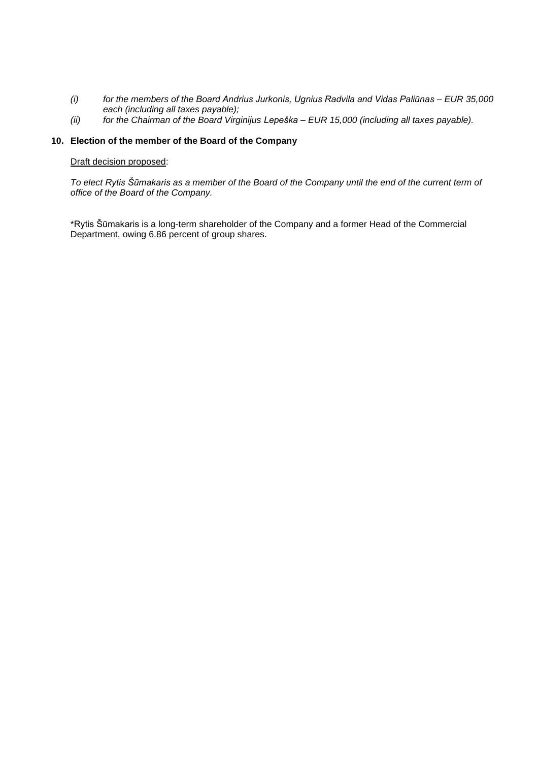*(i) for the members of the Board Andrius Jurkonis, Ugnius Radvila and Vidas Paliūnas – EUR 35,000 each (including all taxes payable);*

*(ii) for the Chairman of the Board Virginijus Lepeška – EUR 15,000 (including all taxes payable).*

**10. Election of the member of the Board of the Company**

Draft decision proposed:

*To elect Rytis Šūmakaris as a member of the Board of the Company until the end of the current term of office of the Board of the Company.*

*Rytis Šūmakaris is a long-term shareholder of the Company and a former Head of the Commercial Department, owing 6.86 percent of group shares.